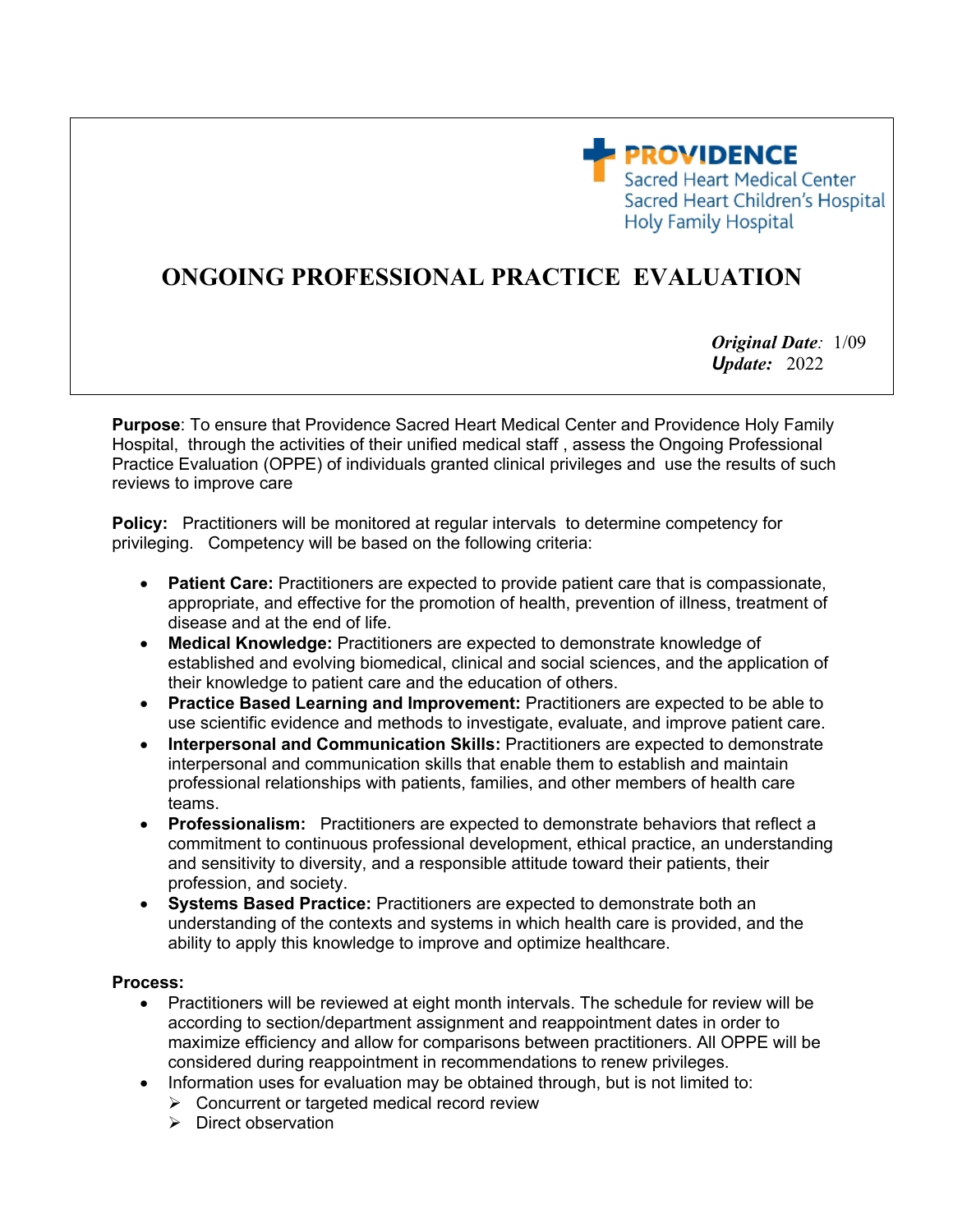**PROVIDENCE**
Sacred Heart Medical Center
Sacred Heart Children's Hospital
Holy Family Hospital

# ONGOING PROFESSIONAL PRACTICE EVALUATION

***Original Date**:* 1/09
***Update:*** 2022

**Purpose**: To ensure that Providence Sacred Heart Medical Center and Providence Holy Family Hospital, through the activities of their unified medical staff , assess the Ongoing Professional Practice Evaluation (OPPE) of individuals granted clinical privileges and use the results of such reviews to improve care

**Policy:** Practitioners will be monitored at regular intervals to determine competency for privileging. Competency will be based on the following criteria:

- **Patient Care:** Practitioners are expected to provide patient care that is compassionate, appropriate, and effective for the promotion of health, prevention of illness, treatment of disease and at the end of life.
- **Medical Knowledge:** Practitioners are expected to demonstrate knowledge of established and evolving biomedical, clinical and social sciences, and the application of their knowledge to patient care and the education of others.
- **Practice Based Learning and Improvement:** Practitioners are expected to be able to use scientific evidence and methods to investigate, evaluate, and improve patient care.
- **Interpersonal and Communication Skills:** Practitioners are expected to demonstrate interpersonal and communication skills that enable them to establish and maintain professional relationships with patients, families, and other members of health care teams.
- **Professionalism:** Practitioners are expected to demonstrate behaviors that reflect a commitment to continuous professional development, ethical practice, an understanding and sensitivity to diversity, and a responsible attitude toward their patients, their profession, and society.
- **Systems Based Practice:** Practitioners are expected to demonstrate both an understanding of the contexts and systems in which health care is provided, and the ability to apply this knowledge to improve and optimize healthcare.

**Process:**

- Practitioners will be reviewed at eight month intervals. The schedule for review will be according to section/department assignment and reappointment dates in order to maximize efficiency and allow for comparisons between practitioners. All OPPE will be considered during reappointment in recommendations to renew privileges.
- Information uses for evaluation may be obtained through, but is not limited to:
  - Concurrent or targeted medical record review
  - Direct observation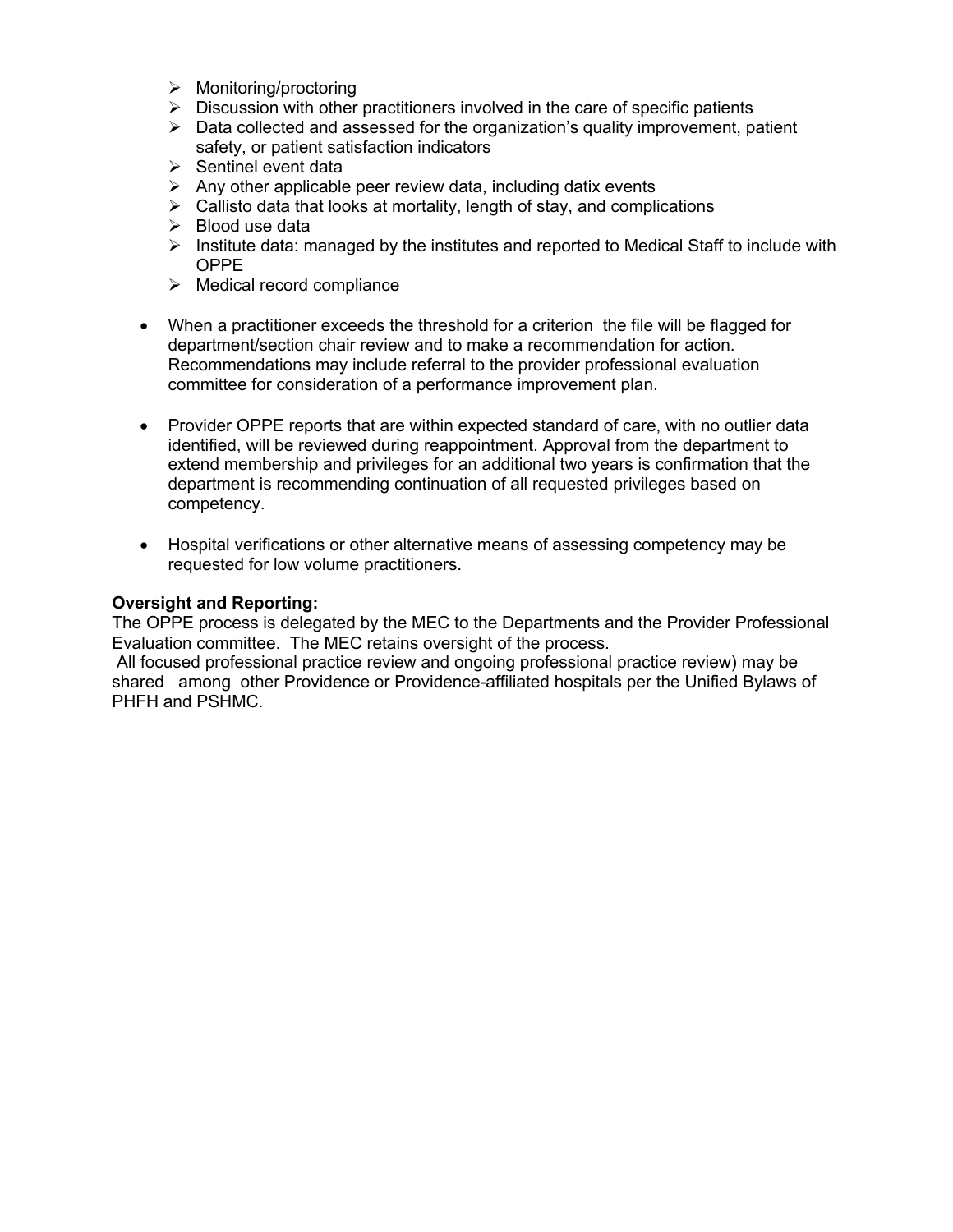- Monitoring/proctoring
- Discussion with other practitioners involved in the care of specific patients
- Data collected and assessed for the organization's quality improvement, patient safety, or patient satisfaction indicators
- Sentinel event data
- Any other applicable peer review data, including datix events
- Callisto data that looks at mortality, length of stay, and complications
- Blood use data
- Institute data: managed by the institutes and reported to Medical Staff to include with OPPE
- Medical record compliance

- When a practitioner exceeds the threshold for a criterion the file will be flagged for department/section chair review and to make a recommendation for action. Recommendations may include referral to the provider professional evaluation committee for consideration of a performance improvement plan.

- Provider OPPE reports that are within expected standard of care, with no outlier data identified, will be reviewed during reappointment. Approval from the department to extend membership and privileges for an additional two years is confirmation that the department is recommending continuation of all requested privileges based on competency.

- Hospital verifications or other alternative means of assessing competency may be requested for low volume practitioners.

**Oversight and Reporting:**

The OPPE process is delegated by the MEC to the Departments and the Provider Professional Evaluation committee. The MEC retains oversight of the process.

All focused professional practice review and ongoing professional practice review) may be shared among other Providence or Providence-affiliated hospitals per the Unified Bylaws of PHFH and PSHMC.